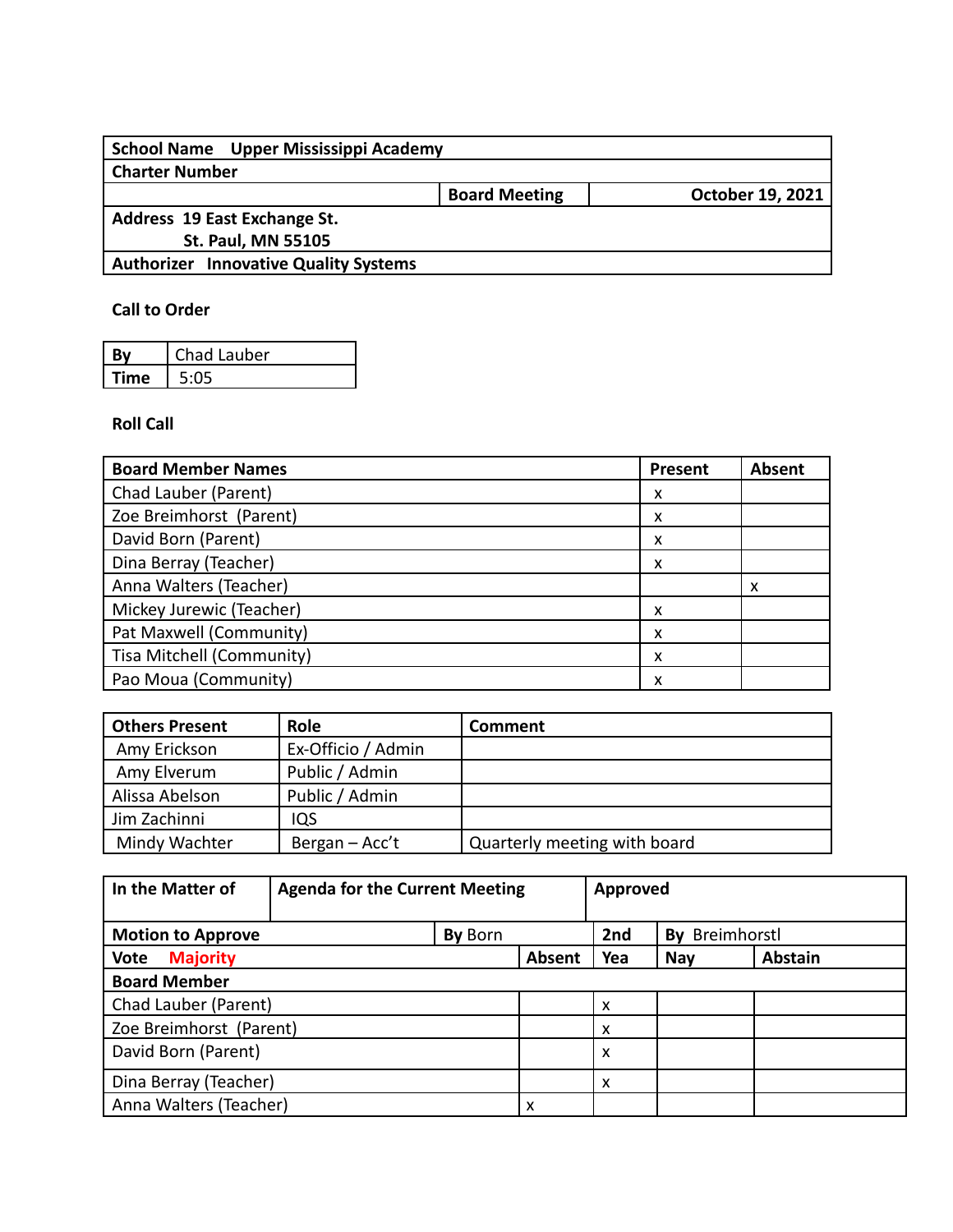| School Name Upper Mississippi Academy | | |
|---|---|---|
| Charter Number | | |
| | Board Meeting | October 19, 2021 |
| Address 19 East Exchange St.<br>St. Paul, MN 55105 | | |
| Authorizer Innovative Quality Systems | | |

**Call to Order**

| By | Chad Lauber |
|---|---|
| Time | 5:05 |

**Roll Call**

| Board Member Names | Present | Absent |
|---|---|---|
| Chad Lauber (Parent) | x | |
| Zoe Breimhorst (Parent) | x | |
| David Born (Parent) | x | |
| Dina Berray (Teacher) | x | |
| Anna Walters (Teacher) | | x |
| Mickey Jurewic (Teacher) | x | |
| Pat Maxwell (Community) | x | |
| Tisa Mitchell (Community) | x | |
| Pao Moua (Community) | x | |

| Others Present | Role | Comment |
|---|---|---|
| Amy Erickson | Ex-Officio / Admin | |
| Amy Elverum | Public / Admin | |
| Alissa Abelson | Public / Admin | |
| Jim Zachinni | IQS | |
| Mindy Wachter | Bergan – Acc't | Quarterly meeting with board |

| In the Matter of | Agenda for the Current Meeting | | Approved | |
|---|---|---|---|---|
| Motion to Approve | By Born | | 2nd | By Breimhorstl |
| Vote **Majority** | Absent | Yea | Nay | Abstain |
| **Board Member** | | | | |
| Chad Lauber (Parent) | | x | | |
| Zoe Breimhorst (Parent) | | x | | |
| David Born (Parent) | | x | | |
| Dina Berray (Teacher) | | x | | |
| Anna Walters (Teacher) | x | | | |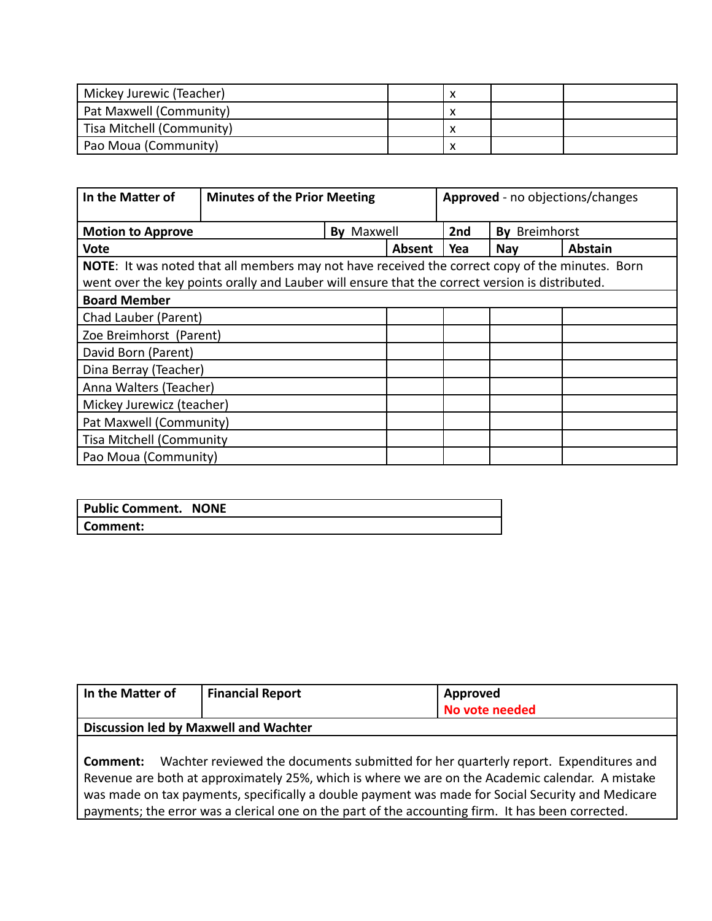| | | | | |
|---|---|---|---|---|
| Mickey Jurewic (Teacher) | | x | | |
| Pat Maxwell (Community) | | x | | |
| Tisa Mitchell (Community) | | x | | |
| Pao Moua (Community) | | x | | |

| **In the Matter of** | **Minutes of the Prior Meeting** | | **Approved** - no objections/changes | | |
|---|---|---|---|---|---|
| **Motion to Approve** | | **By** Maxwell | **2nd** | **By** Breimhorst | |
| **Vote** | | **Absent** | **Yea** | **Nay** | **Abstain** |
| **NOTE**: It was noted that all members may not have received the correct copy of the minutes. Born went over the key points orally and Lauber will ensure that the correct version is distributed. | | | | | |
| **Board Member** | | | | | |
| Chad Lauber (Parent) | | | | | |
| Zoe Breimhorst (Parent) | | | | | |
| David Born (Parent) | | | | | |
| Dina Berray (Teacher) | | | | | |
| Anna Walters (Teacher) | | | | | |
| Mickey Jurewicz (teacher) | | | | | |
| Pat Maxwell (Community) | | | | | |
| Tisa Mitchell (Community | | | | | |
| Pao Moua (Community) | | | | | |

| **Public Comment. NONE** |
|---|
| **Comment:** |

| **In the Matter of** | **Financial Report** | **Approved** No vote needed |
|---|---|---|
| **Discussion led by Maxwell and Wachter** | | |
| **Comment:** Wachter reviewed the documents submitted for her quarterly report. Expenditures and Revenue are both at approximately 25%, which is where we are on the Academic calendar. A mistake was made on tax payments, specifically a double payment was made for Social Security and Medicare payments; the error was a clerical one on the part of the accounting firm. It has been corrected. | | |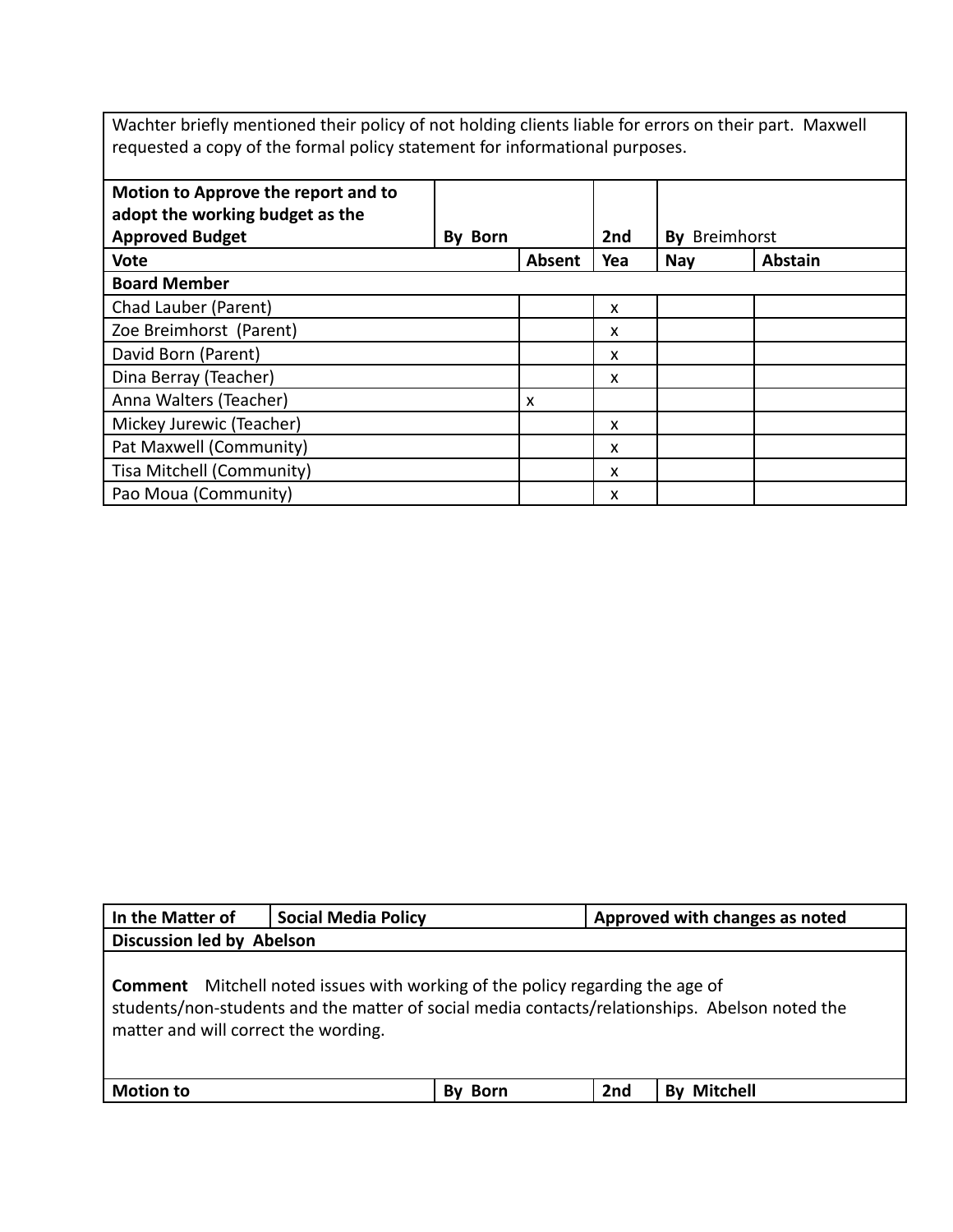| Wachter briefly mentioned their policy of not holding clients liable for errors on their part. Maxwell requested a copy of the formal policy statement for informational purposes. | | | | |
|---|---|---|---|---|
| **Motion to Approve the report and to adopt the working budget as the Approved Budget** | **By** Born | **2nd** | **By** Breimhorst | |
| **Vote** | **Absent** | **Yea** | **Nay** | **Abstain** |
| **Board Member** | | | | |
| Chad Lauber (Parent) | | x | | |
| Zoe Breimhorst (Parent) | | x | | |
| David Born (Parent) | | x | | |
| Dina Berray (Teacher) | | x | | |
| Anna Walters (Teacher) | x | | | |
| Mickey Jurewic (Teacher) | | x | | |
| Pat Maxwell (Community) | | x | | |
| Tisa Mitchell (Community) | | x | | |
| Pao Moua (Community) | | x | | |

| **In the Matter of** | **Social Media Policy** | | **Approved with changes as noted** |
|---|---|---|---|
| **Discussion led by** Abelson | | | |
| **Comment** Mitchell noted issues with working of the policy regarding the age of students/non-students and the matter of social media contacts/relationships. Abelson noted the matter and will correct the wording. | | | |
| **Motion to** | **By** Born | **2nd** | **By** Mitchell |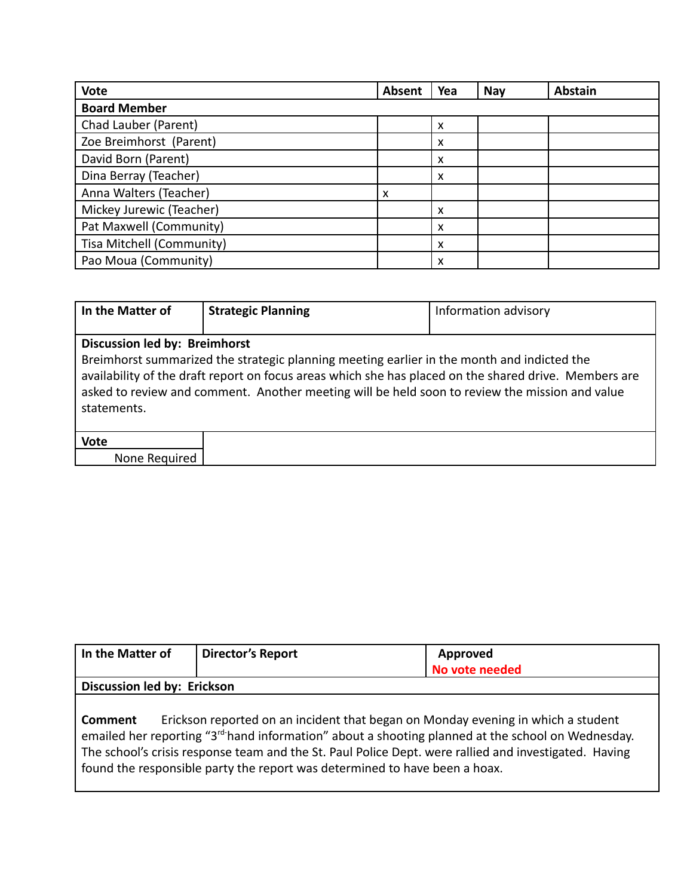| Vote | Absent | Yea | Nay | Abstain |
|---|---|---|---|---|
| **Board Member** | | | | |
| Chad Lauber (Parent) | | x | | |
| Zoe Breimhorst (Parent) | | x | | |
| David Born (Parent) | | x | | |
| Dina Berray (Teacher) | | x | | |
| Anna Walters (Teacher) | x | | | |
| Mickey Jurewic (Teacher) | | x | | |
| Pat Maxwell (Community) | | x | | |
| Tisa Mitchell (Community) | | x | | |
| Pao Moua (Community) | | x | | |

| In the Matter of | Strategic Planning | Information advisory |
|---|---|---|

**Discussion led by: Breimhorst**

Breimhorst summarized the strategic planning meeting earlier in the month and indicted the availability of the draft report on focus areas which she has placed on the shared drive. Members are asked to review and comment. Another meeting will be held soon to review the mission and value statements.

**Vote**

None Required

| In the Matter of | Director's Report | Approved<br>**No vote needed** |
|---|---|---|

**Discussion led by: Erickson**

**Comment** Erickson reported on an incident that began on Monday evening in which a student emailed her reporting "3rd-hand information" about a shooting planned at the school on Wednesday. The school's crisis response team and the St. Paul Police Dept. were rallied and investigated. Having found the responsible party the report was determined to have been a hoax.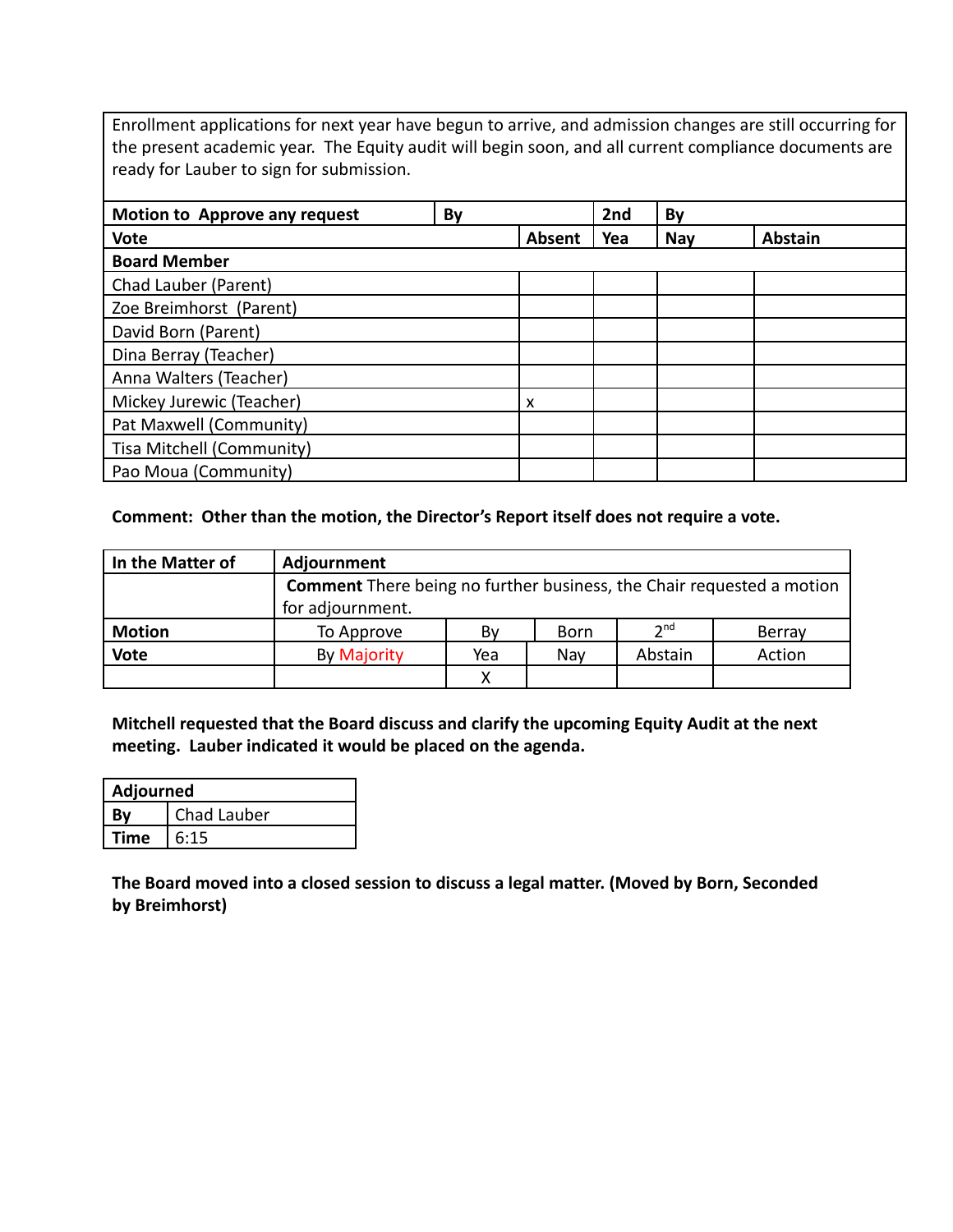Enrollment applications for next year have begun to arrive, and admission changes are still occurring for the present academic year. The Equity audit will begin soon, and all current compliance documents are ready for Lauber to sign for submission.

| Motion to Approve any request | By | | 2nd | By | |
|---|---|---|---|---|---|
| **Vote** | | **Absent** | **Yea** | **Nay** | **Abstain** |
| **Board Member** | | | | | |
| Chad Lauber (Parent) | | | | | |
| Zoe Breimhorst (Parent) | | | | | |
| David Born (Parent) | | | | | |
| Dina Berray (Teacher) | | | | | |
| Anna Walters (Teacher) | | | | | |
| Mickey Jurewic (Teacher) | | x | | | |
| Pat Maxwell (Community) | | | | | |
| Tisa Mitchell (Community) | | | | | |
| Pao Moua (Community) | | | | | |

**Comment: Other than the motion, the Director's Report itself does not require a vote.**

| In the Matter of | Adjournment | | | | |
|---|---|---|---|---|---|
| | **Comment** There being no further business, the Chair requested a motion for adjournment. | | | | |
| **Motion** | To Approve | By | Born | 2nd | Berray |
| **Vote** | By Majority | Yea | Nay | Abstain | Action |
| | | X | | | |

**Mitchell requested that the Board discuss and clarify the upcoming Equity Audit at the next meeting. Lauber indicated it would be placed on the agenda.**

| Adjourned | |
|---|---|
| **By** | Chad Lauber |
| **Time** | 6:15 |

**The Board moved into a closed session to discuss a legal matter. (Moved by Born, Seconded by Breimhorst)**